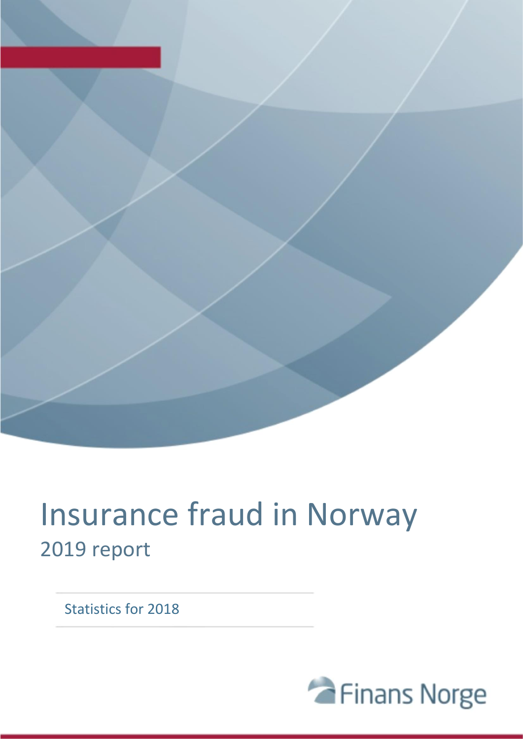# Insurance fraud in Norway

## 2019 report

Statistics for 2018

Finans Norge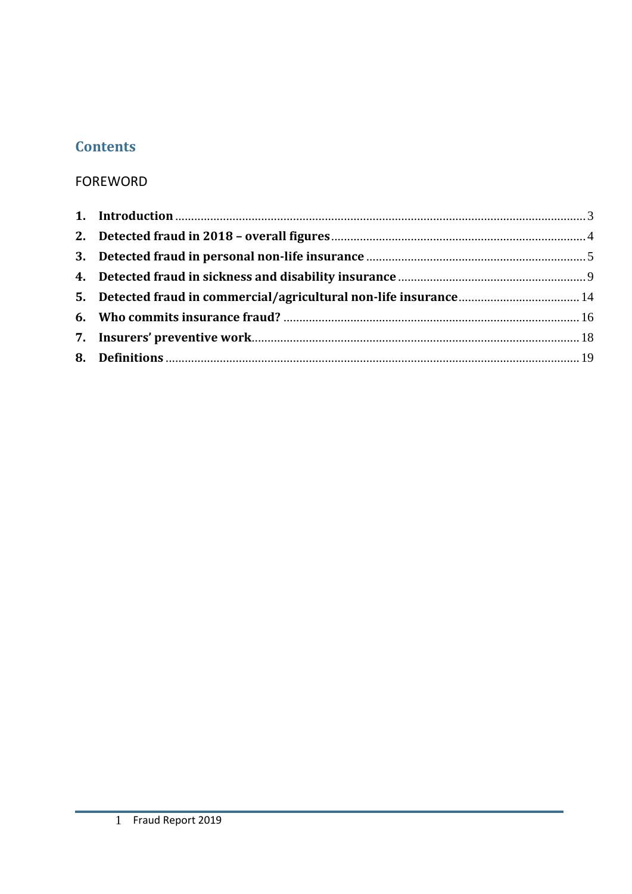## Contents

FOREWORD

1. **Introduction** ........................................ 3
2. **Detected fraud in 2018 – overall figures** ........................................ 4
3. **Detected fraud in personal non-life insurance** ........................................ 5
4. **Detected fraud in sickness and disability insurance** ........................................ 9
5. **Detected fraud in commercial/agricultural non-life insurance** ........................................ 14
6. **Who commits insurance fraud?** ........................................ 16
7. **Insurers' preventive work** ........................................ 18
8. **Definitions** ........................................ 19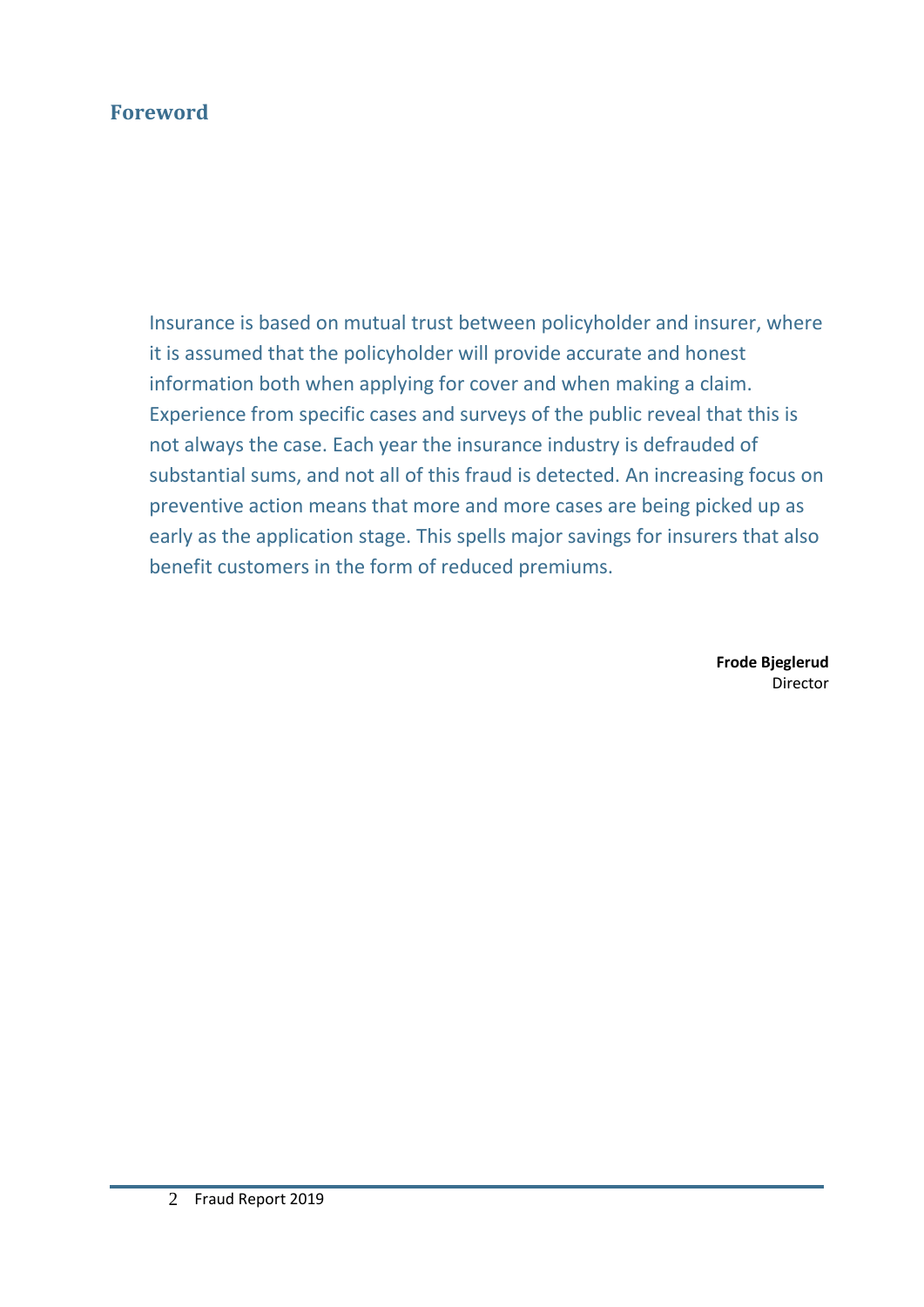## Foreword

Insurance is based on mutual trust between policyholder and insurer, where it is assumed that the policyholder will provide accurate and honest information both when applying for cover and when making a claim. Experience from specific cases and surveys of the public reveal that this is not always the case. Each year the insurance industry is defrauded of substantial sums, and not all of this fraud is detected. An increasing focus on preventive action means that more and more cases are being picked up as early as the application stage. This spells major savings for insurers that also benefit customers in the form of reduced premiums.

**Frode Bjeglerud**
Director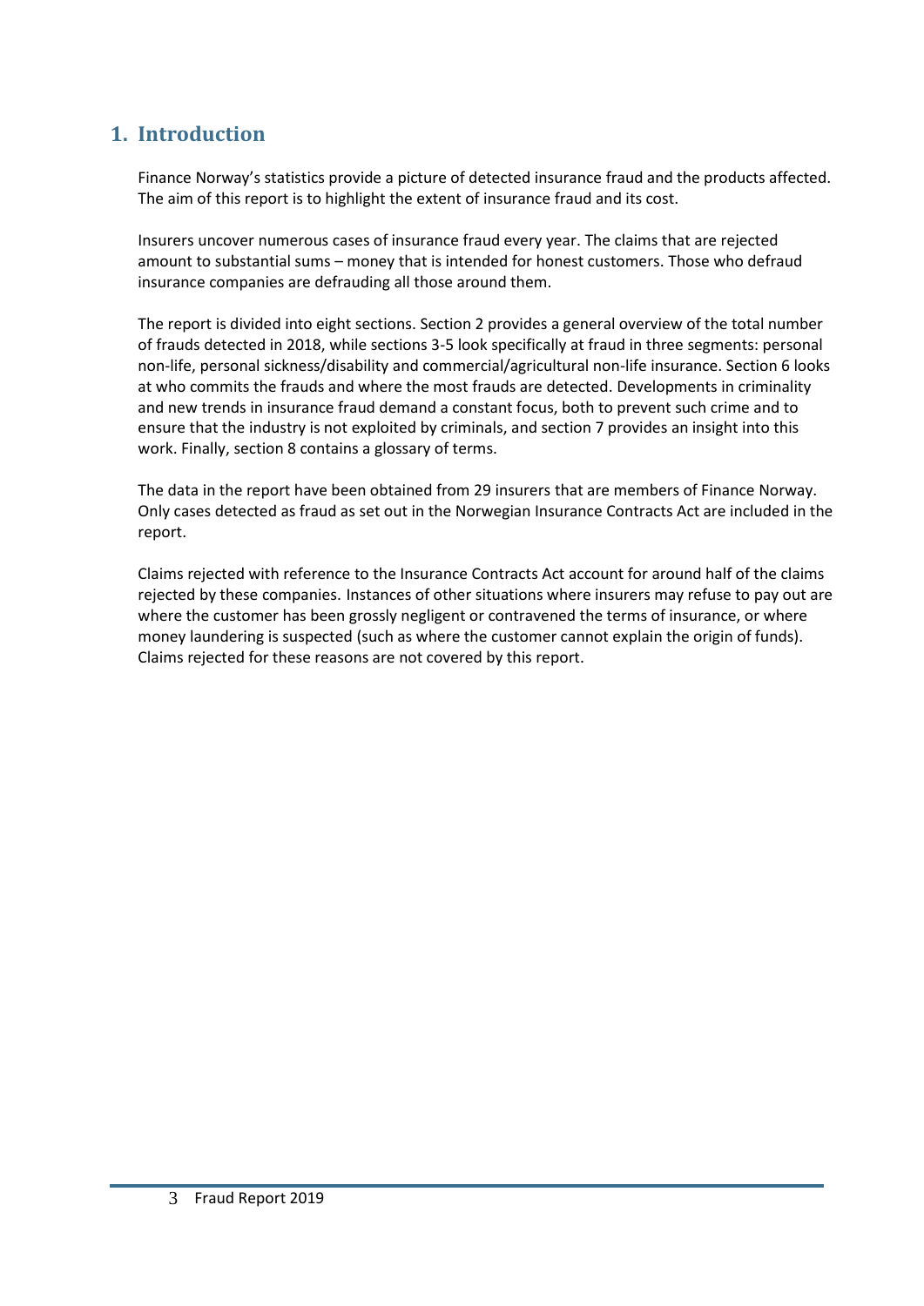# 1. Introduction

Finance Norway's statistics provide a picture of detected insurance fraud and the products affected. The aim of this report is to highlight the extent of insurance fraud and its cost.

Insurers uncover numerous cases of insurance fraud every year. The claims that are rejected amount to substantial sums – money that is intended for honest customers. Those who defraud insurance companies are defrauding all those around them.

The report is divided into eight sections. Section 2 provides a general overview of the total number of frauds detected in 2018, while sections 3-5 look specifically at fraud in three segments: personal non-life, personal sickness/disability and commercial/agricultural non-life insurance. Section 6 looks at who commits the frauds and where the most frauds are detected. Developments in criminality and new trends in insurance fraud demand a constant focus, both to prevent such crime and to ensure that the industry is not exploited by criminals, and section 7 provides an insight into this work. Finally, section 8 contains a glossary of terms.

The data in the report have been obtained from 29 insurers that are members of Finance Norway. Only cases detected as fraud as set out in the Norwegian Insurance Contracts Act are included in the report.

Claims rejected with reference to the Insurance Contracts Act account for around half of the claims rejected by these companies. Instances of other situations where insurers may refuse to pay out are where the customer has been grossly negligent or contravened the terms of insurance, or where money laundering is suspected (such as where the customer cannot explain the origin of funds). Claims rejected for these reasons are not covered by this report.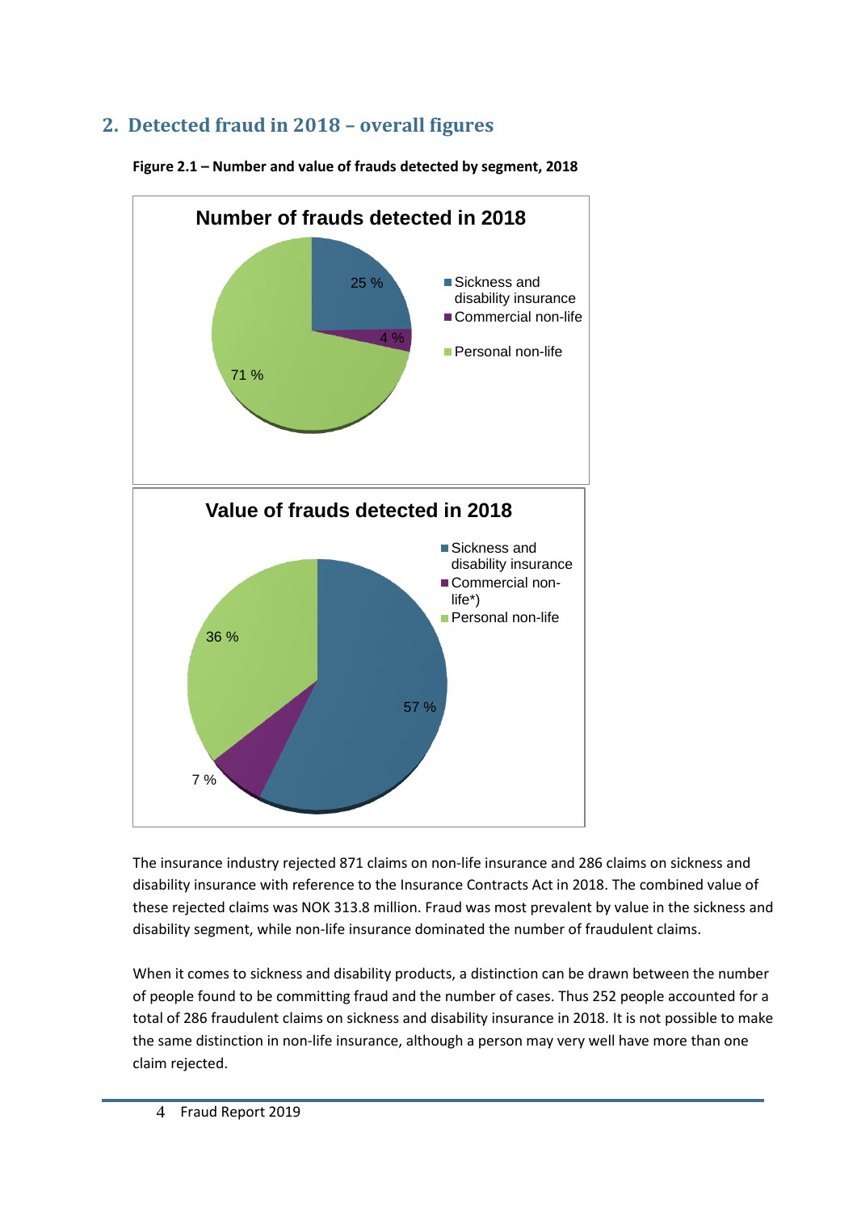## 2. Detected fraud in 2018 – overall figures

**Figure 2.1 – Number and value of frauds detected by segment, 2018**

**Number of frauds detected in 2018**

- Sickness and disability insurance: 25 %
- Commercial non-life: 4 %
- Personal non-life: 71 %

**Value of frauds detected in 2018**

- Sickness and disability insurance: 57 %
- Commercial non-life*): 7 %
- Personal non-life: 36 %

The insurance industry rejected 871 claims on non-life insurance and 286 claims on sickness and disability insurance with reference to the Insurance Contracts Act in 2018. The combined value of these rejected claims was NOK 313.8 million. Fraud was most prevalent by value in the sickness and disability segment, while non-life insurance dominated the number of fraudulent claims.

When it comes to sickness and disability products, a distinction can be drawn between the number of people found to be committing fraud and the number of cases. Thus 252 people accounted for a total of 286 fraudulent claims on sickness and disability insurance in 2018. It is not possible to make the same distinction in non-life insurance, although a person may very well have more than one claim rejected.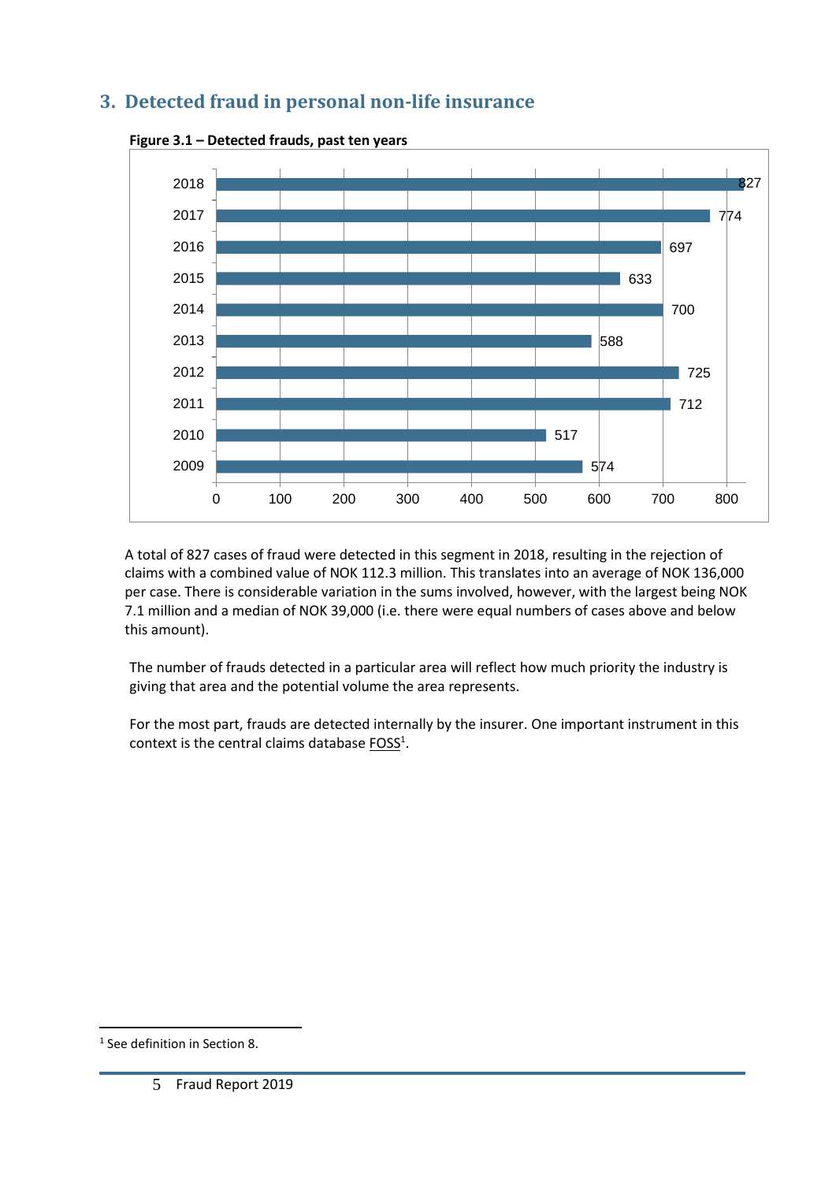## 3. Detected fraud in personal non-life insurance

**Figure 3.1 – Detected frauds, past ten years**

| Year | Detected frauds |
|---|---|
| 2018 | 827 |
| 2017 | 774 |
| 2016 | 697 |
| 2015 | 633 |
| 2014 | 700 |
| 2013 | 588 |
| 2012 | 725 |
| 2011 | 712 |
| 2010 | 517 |
| 2009 | 574 |

A total of 827 cases of fraud were detected in this segment in 2018, resulting in the rejection of claims with a combined value of NOK 112.3 million. This translates into an average of NOK 136,000 per case. There is considerable variation in the sums involved, however, with the largest being NOK 7.1 million and a median of NOK 39,000 (i.e. there were equal numbers of cases above and below this amount).

The number of frauds detected in a particular area will reflect how much priority the industry is giving that area and the potential volume the area represents.

For the most part, frauds are detected internally by the insurer. One important instrument in this context is the central claims database FOSS[1].

[1] See definition in Section 8.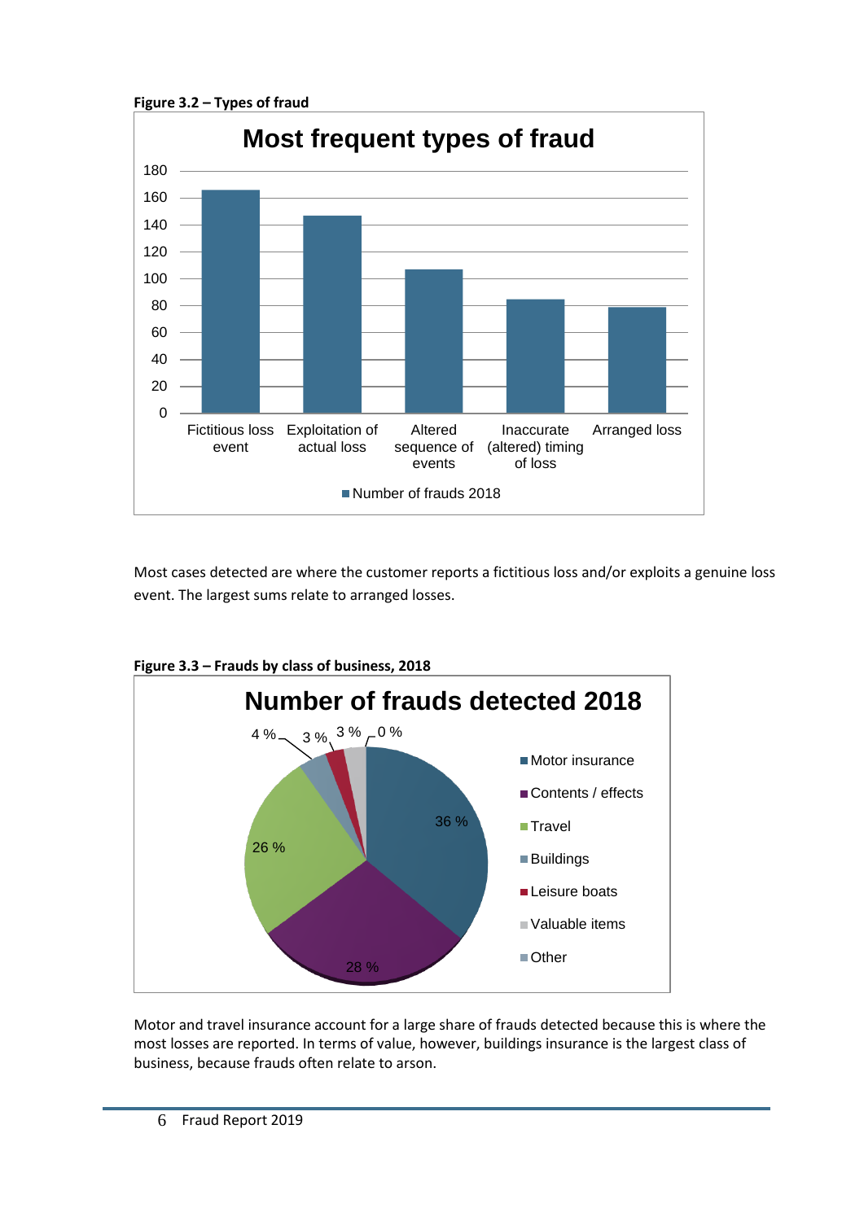**Figure 3.2 – Types of fraud**

Most cases detected are where the customer reports a fictitious loss and/or exploits a genuine loss event. The largest sums relate to arranged losses.

**Figure 3.3 – Frauds by class of business, 2018**

Motor and travel insurance account for a large share of frauds detected because this is where the most losses are reported. In terms of value, however, buildings insurance is the largest class of business, because frauds often relate to arson.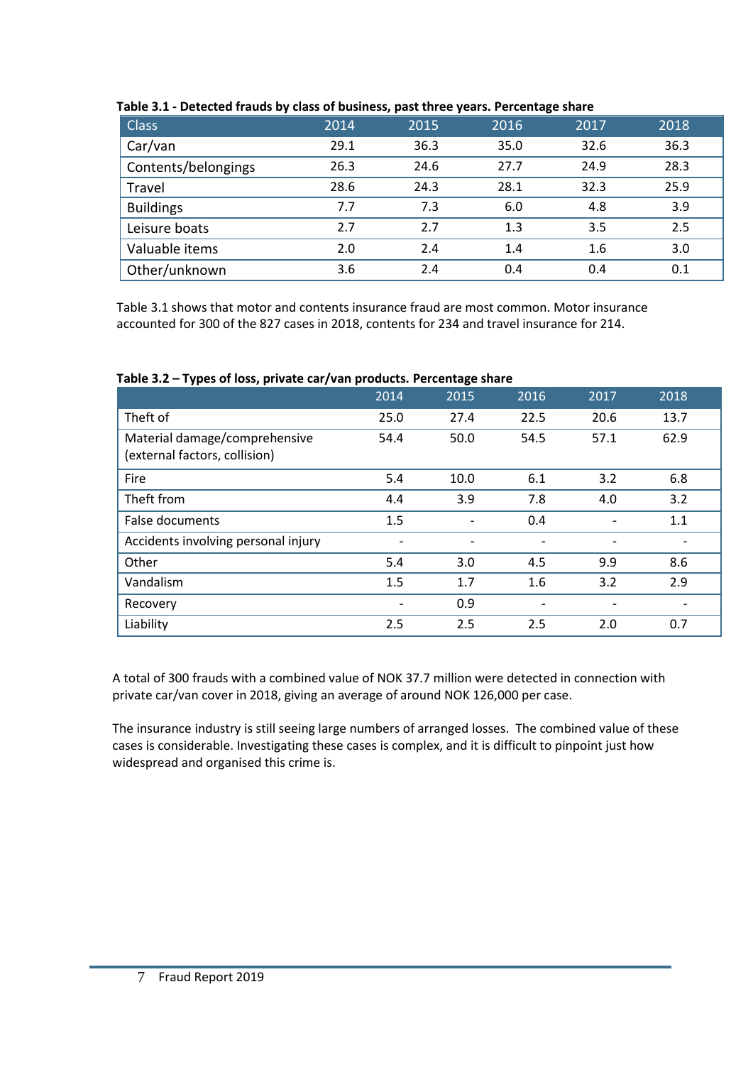**Table 3.1 - Detected frauds by class of business, past three years. Percentage share**

| Class | 2014 | 2015 | 2016 | 2017 | 2018 |
|---|---|---|---|---|---|
| Car/van | 29.1 | 36.3 | 35.0 | 32.6 | 36.3 |
| Contents/belongings | 26.3 | 24.6 | 27.7 | 24.9 | 28.3 |
| Travel | 28.6 | 24.3 | 28.1 | 32.3 | 25.9 |
| Buildings | 7.7 | 7.3 | 6.0 | 4.8 | 3.9 |
| Leisure boats | 2.7 | 2.7 | 1.3 | 3.5 | 2.5 |
| Valuable items | 2.0 | 2.4 | 1.4 | 1.6 | 3.0 |
| Other/unknown | 3.6 | 2.4 | 0.4 | 0.4 | 0.1 |

Table 3.1 shows that motor and contents insurance fraud are most common. Motor insurance accounted for 300 of the 827 cases in 2018, contents for 234 and travel insurance for 214.

**Table 3.2 – Types of loss, private car/van products. Percentage share**

| | 2014 | 2015 | 2016 | 2017 | 2018 |
|---|---|---|---|---|---|
| Theft of | 25.0 | 27.4 | 22.5 | 20.6 | 13.7 |
| Material damage/comprehensive (external factors, collision) | 54.4 | 50.0 | 54.5 | 57.1 | 62.9 |
| Fire | 5.4 | 10.0 | 6.1 | 3.2 | 6.8 |
| Theft from | 4.4 | 3.9 | 7.8 | 4.0 | 3.2 |
| False documents | 1.5 | - | 0.4 | - | 1.1 |
| Accidents involving personal injury | - | - | - | - | - |
| Other | 5.4 | 3.0 | 4.5 | 9.9 | 8.6 |
| Vandalism | 1.5 | 1.7 | 1.6 | 3.2 | 2.9 |
| Recovery | - | 0.9 | - | - | - |
| Liability | 2.5 | 2.5 | 2.5 | 2.0 | 0.7 |

A total of 300 frauds with a combined value of NOK 37.7 million were detected in connection with private car/van cover in 2018, giving an average of around NOK 126,000 per case.

The insurance industry is still seeing large numbers of arranged losses. The combined value of these cases is considerable. Investigating these cases is complex, and it is difficult to pinpoint just how widespread and organised this crime is.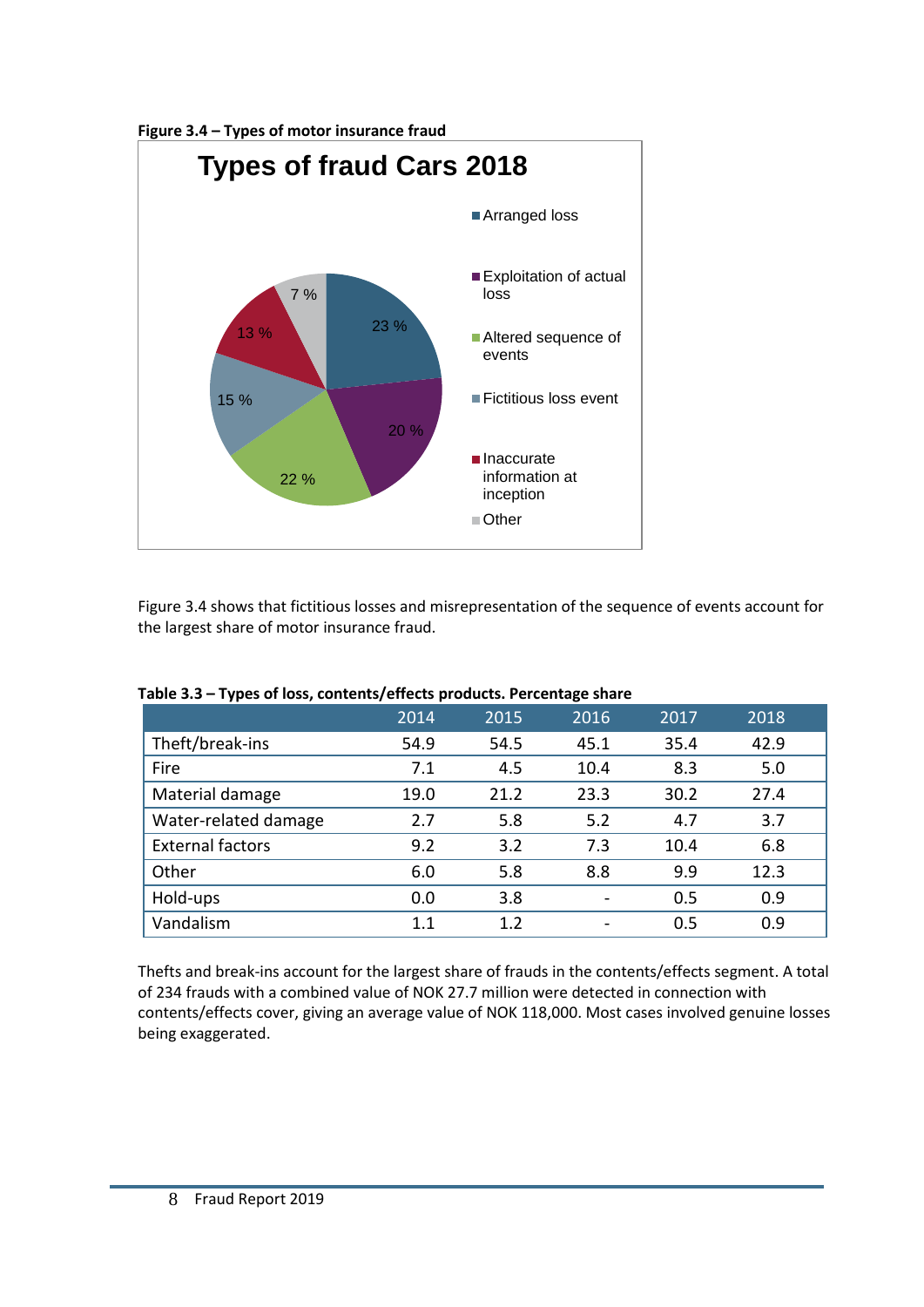**Figure 3.4 – Types of motor insurance fraud**

**Types of fraud Cars 2018**

- Arranged loss: 23 %
- Exploitation of actual loss: 20 %
- Altered sequence of events: 22 %
- Fictitious loss event: 15 %
- Inaccurate information at inception: 13 %
- Other: 7 %

Figure 3.4 shows that fictitious losses and misrepresentation of the sequence of events account for the largest share of motor insurance fraud.

**Table 3.3 – Types of loss, contents/effects products. Percentage share**

| | 2014 | 2015 | 2016 | 2017 | 2018 |
|---|---|---|---|---|---|
| Theft/break-ins | 54.9 | 54.5 | 45.1 | 35.4 | 42.9 |
| Fire | 7.1 | 4.5 | 10.4 | 8.3 | 5.0 |
| Material damage | 19.0 | 21.2 | 23.3 | 30.2 | 27.4 |
| Water-related damage | 2.7 | 5.8 | 5.2 | 4.7 | 3.7 |
| External factors | 9.2 | 3.2 | 7.3 | 10.4 | 6.8 |
| Other | 6.0 | 5.8 | 8.8 | 9.9 | 12.3 |
| Hold-ups | 0.0 | 3.8 | - | 0.5 | 0.9 |
| Vandalism | 1.1 | 1.2 | - | 0.5 | 0.9 |

Thefts and break-ins account for the largest share of frauds in the contents/effects segment. A total of 234 frauds with a combined value of NOK 27.7 million were detected in connection with contents/effects cover, giving an average value of NOK 118,000. Most cases involved genuine losses being exaggerated.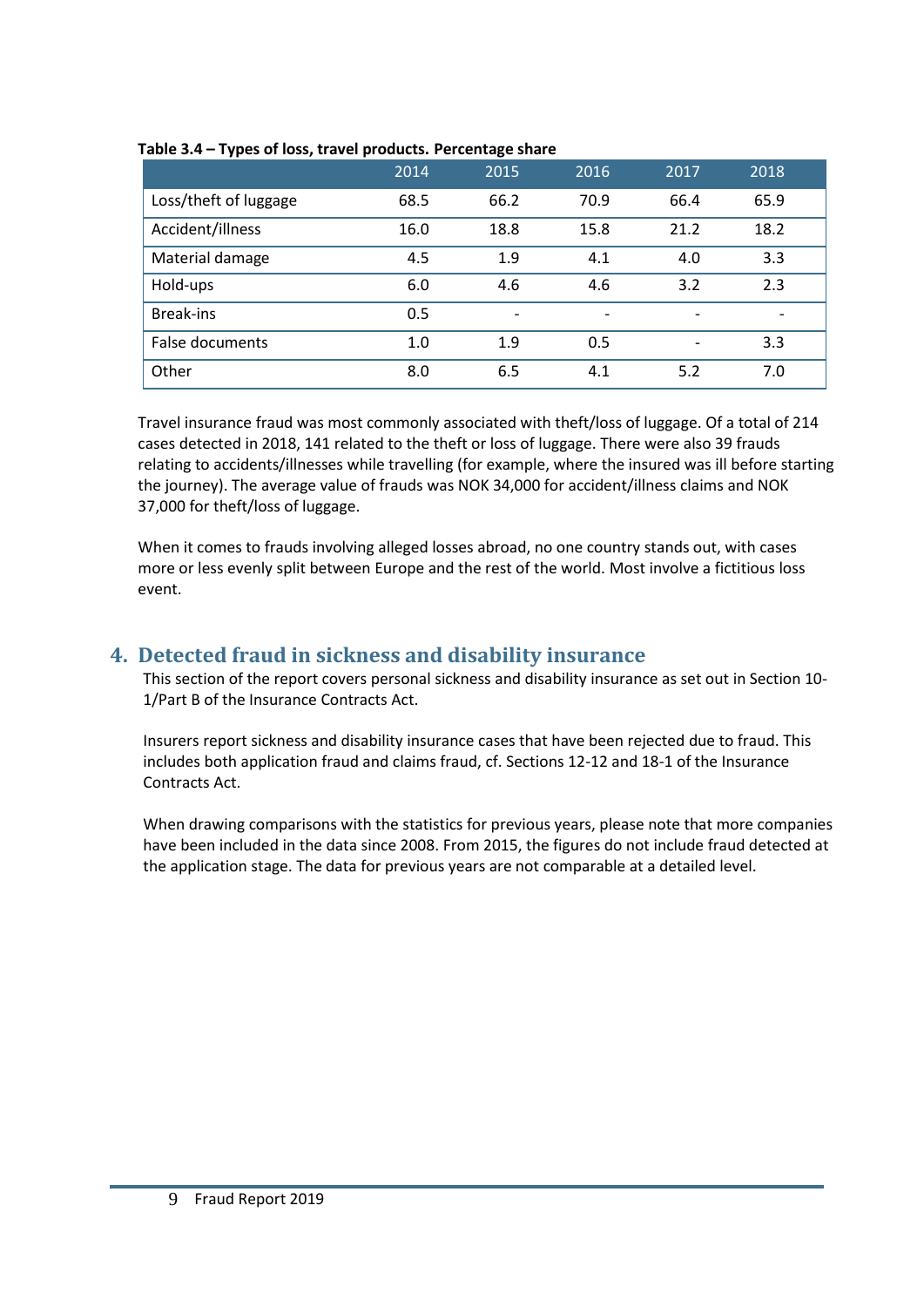**Table 3.4 – Types of loss, travel products. Percentage share**

| | 2014 | 2015 | 2016 | 2017 | 2018 |
|---|---|---|---|---|---|
| Loss/theft of luggage | 68.5 | 66.2 | 70.9 | 66.4 | 65.9 |
| Accident/illness | 16.0 | 18.8 | 15.8 | 21.2 | 18.2 |
| Material damage | 4.5 | 1.9 | 4.1 | 4.0 | 3.3 |
| Hold-ups | 6.0 | 4.6 | 4.6 | 3.2 | 2.3 |
| Break-ins | 0.5 | - | - | - | - |
| False documents | 1.0 | 1.9 | 0.5 | - | 3.3 |
| Other | 8.0 | 6.5 | 4.1 | 5.2 | 7.0 |

Travel insurance fraud was most commonly associated with theft/loss of luggage. Of a total of 214 cases detected in 2018, 141 related to the theft or loss of luggage. There were also 39 frauds relating to accidents/illnesses while travelling (for example, where the insured was ill before starting the journey). The average value of frauds was NOK 34,000 for accident/illness claims and NOK 37,000 for theft/loss of luggage.

When it comes to frauds involving alleged losses abroad, no one country stands out, with cases more or less evenly split between Europe and the rest of the world. Most involve a fictitious loss event.

# 4. Detected fraud in sickness and disability insurance

This section of the report covers personal sickness and disability insurance as set out in Section 10-1/Part B of the Insurance Contracts Act.

Insurers report sickness and disability insurance cases that have been rejected due to fraud. This includes both application fraud and claims fraud, cf. Sections 12-12 and 18-1 of the Insurance Contracts Act.

When drawing comparisons with the statistics for previous years, please note that more companies have been included in the data since 2008. From 2015, the figures do not include fraud detected at the application stage. The data for previous years are not comparable at a detailed level.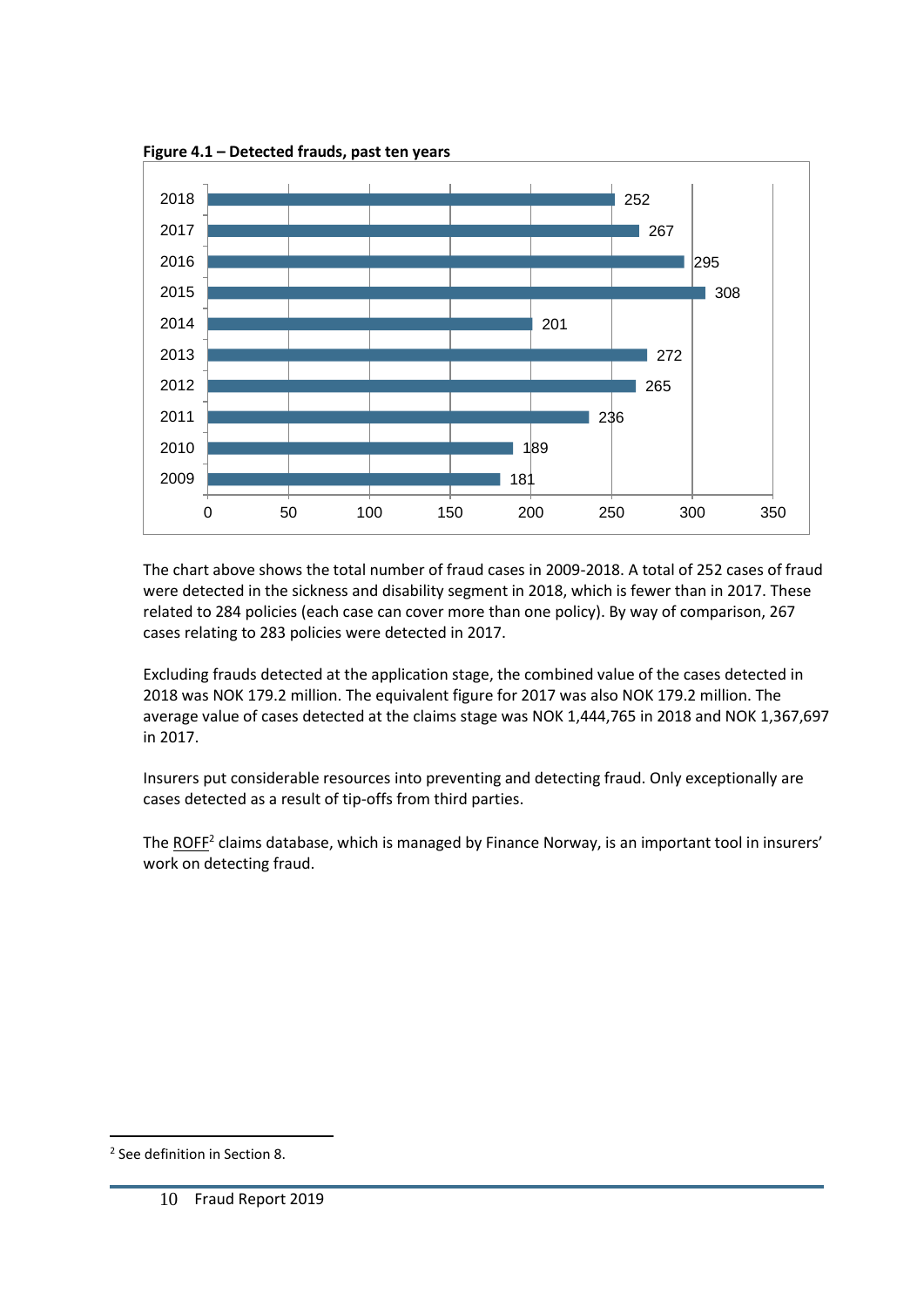**Figure 4.1 – Detected frauds, past ten years**

| Year | Detected frauds |
|---|---|
| 2018 | 252 |
| 2017 | 267 |
| 2016 | 295 |
| 2015 | 308 |
| 2014 | 201 |
| 2013 | 272 |
| 2012 | 265 |
| 2011 | 236 |
| 2010 | 189 |
| 2009 | 181 |

The chart above shows the total number of fraud cases in 2009-2018. A total of 252 cases of fraud were detected in the sickness and disability segment in 2018, which is fewer than in 2017. These related to 284 policies (each case can cover more than one policy). By way of comparison, 267 cases relating to 283 policies were detected in 2017.

Excluding frauds detected at the application stage, the combined value of the cases detected in 2018 was NOK 179.2 million. The equivalent figure for 2017 was also NOK 179.2 million. The average value of cases detected at the claims stage was NOK 1,444,765 in 2018 and NOK 1,367,697 in 2017.

Insurers put considerable resources into preventing and detecting fraud. Only exceptionally are cases detected as a result of tip-offs from third parties.

The ROFF[2] claims database, which is managed by Finance Norway, is an important tool in insurers' work on detecting fraud.

[2] See definition in Section 8.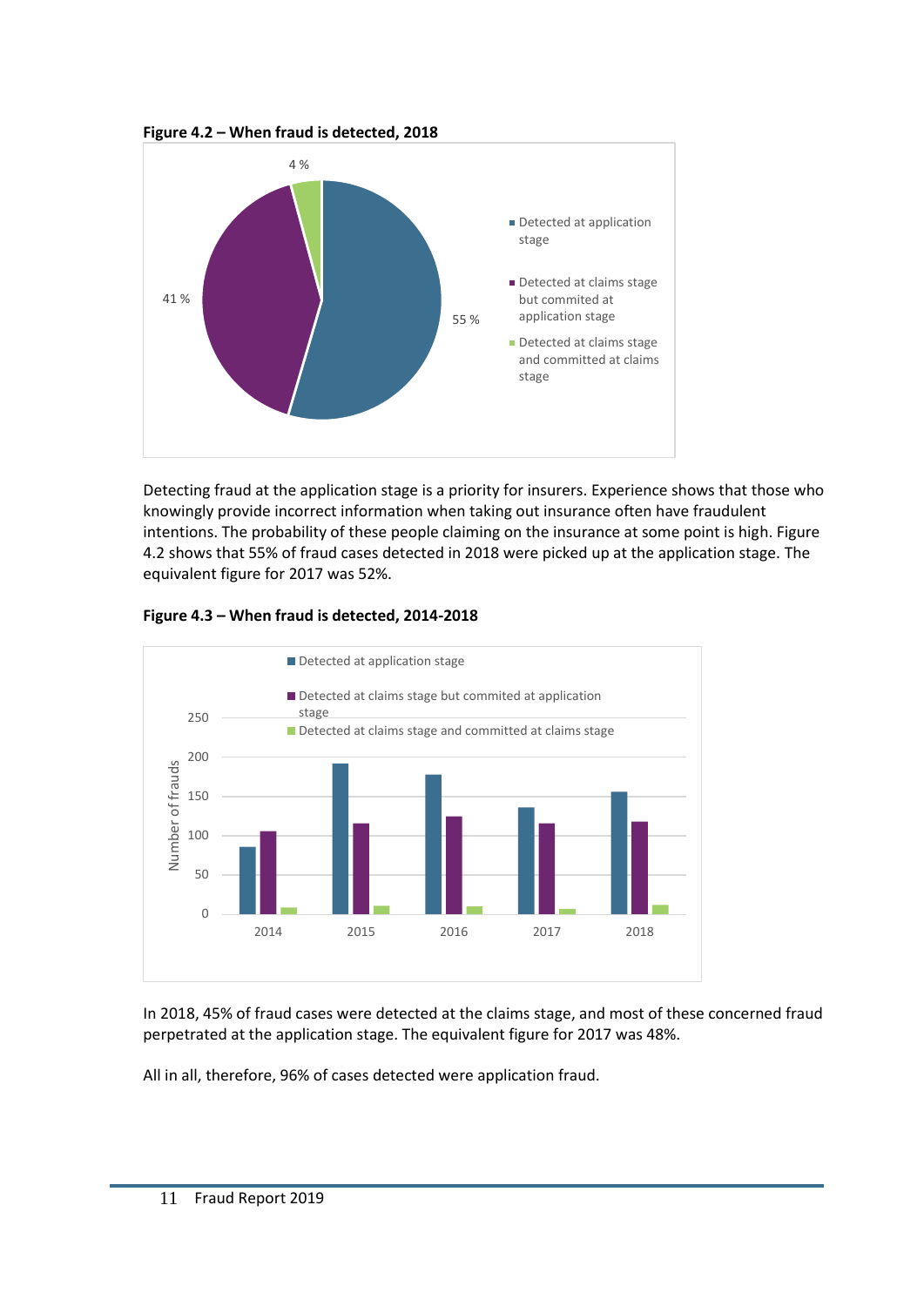**Figure 4.2 – When fraud is detected, 2018**

| Category | Share |
|---|---|
| Detected at application stage | 55 % |
| Detected at claims stage but commited at application stage | 41 % |
| Detected at claims stage and committed at claims stage | 4 % |

Detecting fraud at the application stage is a priority for insurers. Experience shows that those who knowingly provide incorrect information when taking out insurance often have fraudulent intentions. The probability of these people claiming on the insurance at some point is high. Figure 4.2 shows that 55% of fraud cases detected in 2018 were picked up at the application stage. The equivalent figure for 2017 was 52%.

**Figure 4.3 – When fraud is detected, 2014-2018**

Bar chart; y-axis: Number of frauds (0–250). Series: Detected at application stage; Detected at claims stage but commited at application stage; Detected at claims stage and committed at claims stage. Years: 2014, 2015, 2016, 2017, 2018.

In 2018, 45% of fraud cases were detected at the claims stage, and most of these concerned fraud perpetrated at the application stage. The equivalent figure for 2017 was 48%.

All in all, therefore, 96% of cases detected were application fraud.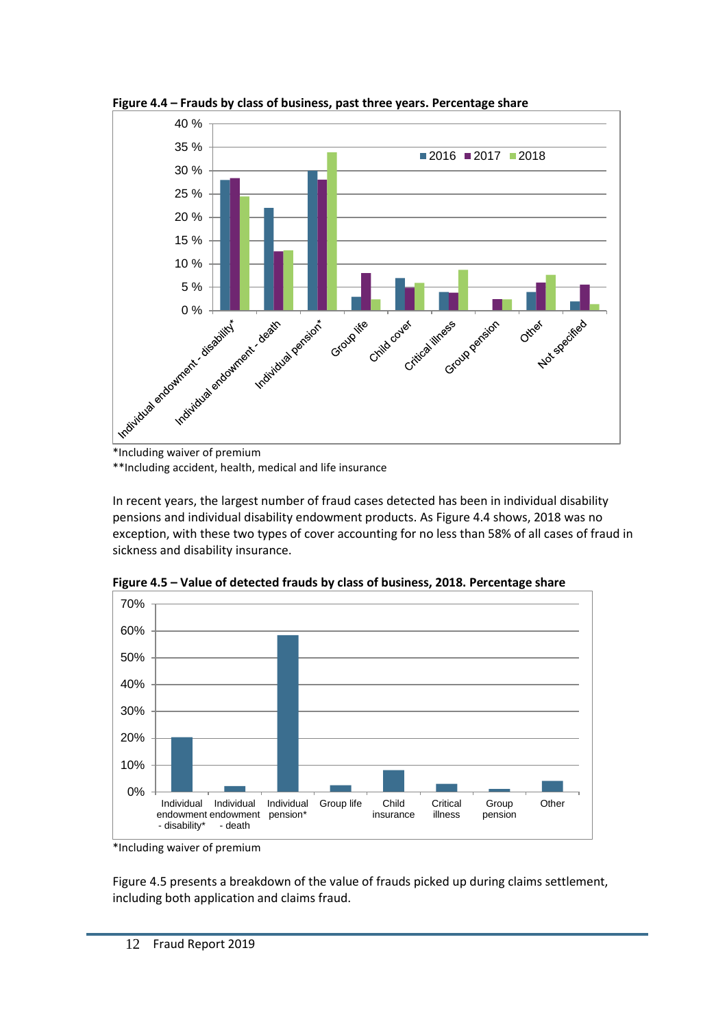**Figure 4.4 – Frauds by class of business, past three years. Percentage share**

*Including waiver of premium

**Including accident, health, medical and life insurance

In recent years, the largest number of fraud cases detected has been in individual disability pensions and individual disability endowment products. As Figure 4.4 shows, 2018 was no exception, with these two types of cover accounting for no less than 58% of all cases of fraud in sickness and disability insurance.

**Figure 4.5 – Value of detected frauds by class of business, 2018. Percentage share**

*Including waiver of premium

Figure 4.5 presents a breakdown of the value of frauds picked up during claims settlement, including both application and claims fraud.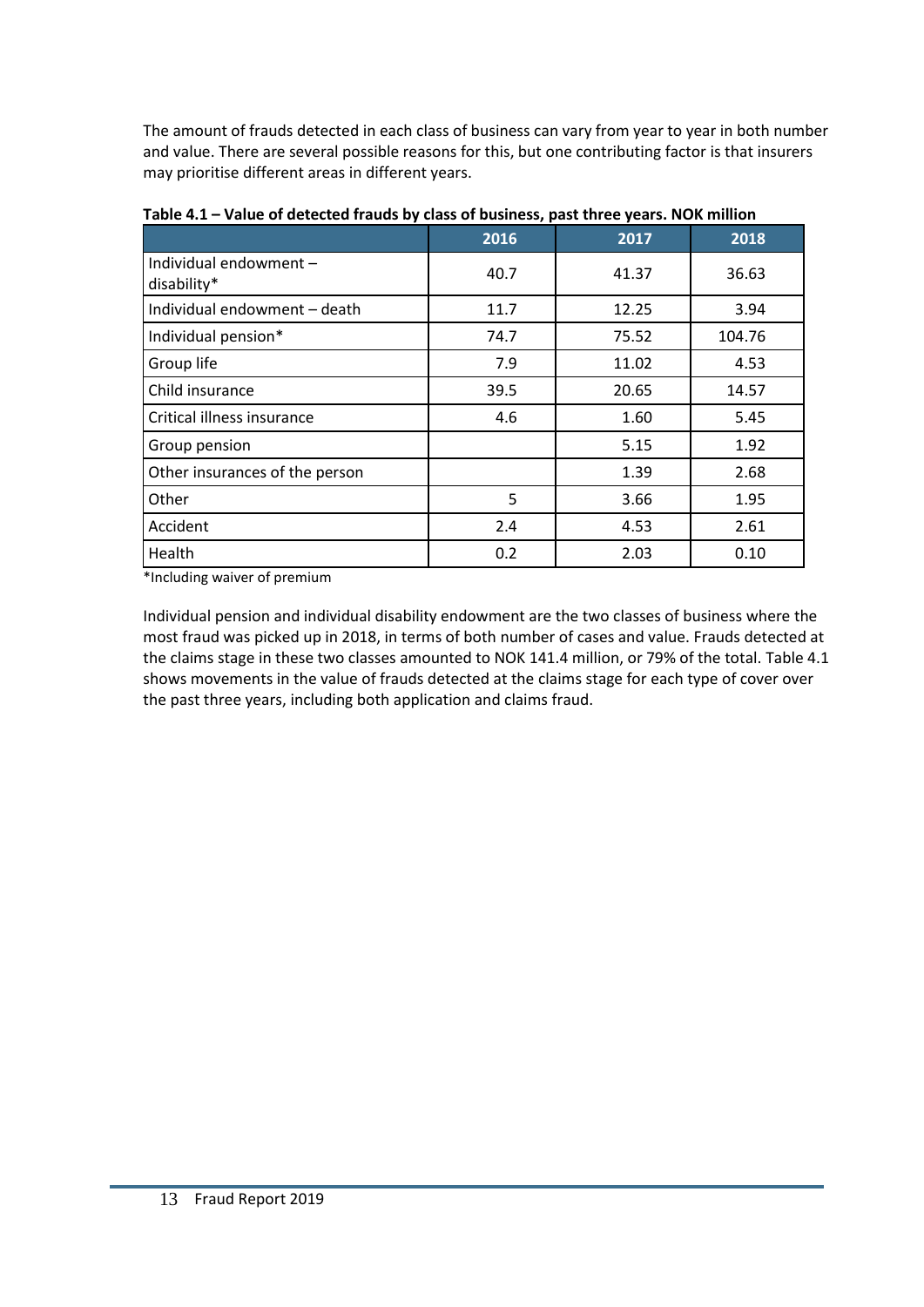The amount of frauds detected in each class of business can vary from year to year in both number and value. There are several possible reasons for this, but one contributing factor is that insurers may prioritise different areas in different years.

**Table 4.1 – Value of detected frauds by class of business, past three years. NOK million**

| | 2016 | 2017 | 2018 |
|---|---|---|---|
| Individual endowment – disability* | 40.7 | 41.37 | 36.63 |
| Individual endowment – death | 11.7 | 12.25 | 3.94 |
| Individual pension* | 74.7 | 75.52 | 104.76 |
| Group life | 7.9 | 11.02 | 4.53 |
| Child insurance | 39.5 | 20.65 | 14.57 |
| Critical illness insurance | 4.6 | 1.60 | 5.45 |
| Group pension | | 5.15 | 1.92 |
| Other insurances of the person | | 1.39 | 2.68 |
| Other | 5 | 3.66 | 1.95 |
| Accident | 2.4 | 4.53 | 2.61 |
| Health | 0.2 | 2.03 | 0.10 |

*Including waiver of premium

Individual pension and individual disability endowment are the two classes of business where the most fraud was picked up in 2018, in terms of both number of cases and value. Frauds detected at the claims stage in these two classes amounted to NOK 141.4 million, or 79% of the total. Table 4.1 shows movements in the value of frauds detected at the claims stage for each type of cover over the past three years, including both application and claims fraud.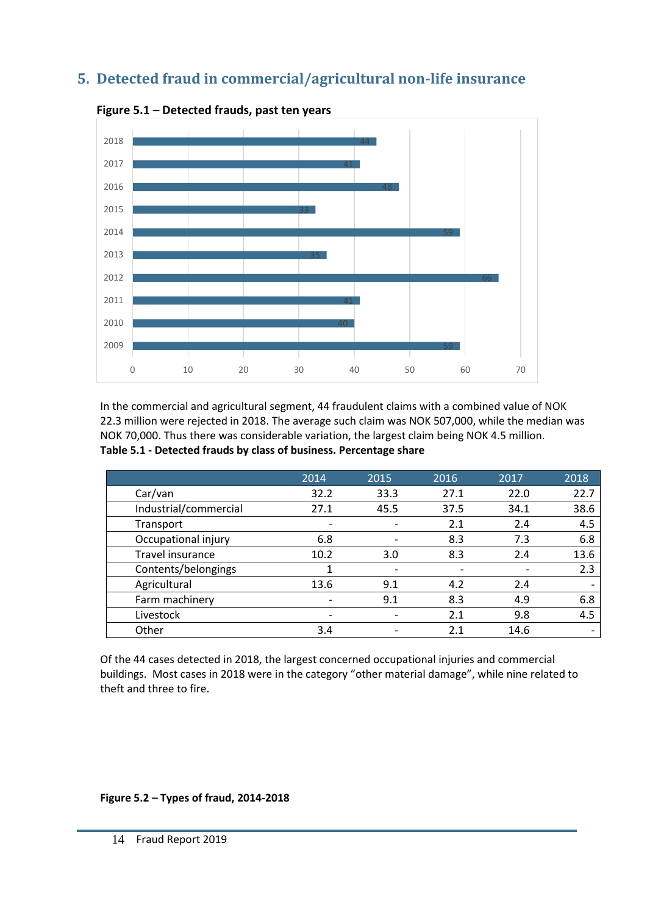## 5. Detected fraud in commercial/agricultural non-life insurance

**Figure 5.1 – Detected frauds, past ten years**

| Year | Detected frauds |
|---|---|
| 2018 | 44 |
| 2017 | 41 |
| 2016 | 48 |
| 2015 | 33 |
| 2014 | 59 |
| 2013 | 35 |
| 2012 | 66 |
| 2011 | 41 |
| 2010 | 40 |
| 2009 | 59 |

In the commercial and agricultural segment, 44 fraudulent claims with a combined value of NOK 22.3 million were rejected in 2018. The average such claim was NOK 507,000, while the median was NOK 70,000. Thus there was considerable variation, the largest claim being NOK 4.5 million.

**Table 5.1 - Detected frauds by class of business. Percentage share**

| | 2014 | 2015 | 2016 | 2017 | 2018 |
|---|---|---|---|---|---|
| Car/van | 32.2 | 33.3 | 27.1 | 22.0 | 22.7 |
| Industrial/commercial | 27.1 | 45.5 | 37.5 | 34.1 | 38.6 |
| Transport | - | - | 2.1 | 2.4 | 4.5 |
| Occupational injury | 6.8 | - | 8.3 | 7.3 | 6.8 |
| Travel insurance | 10.2 | 3.0 | 8.3 | 2.4 | 13.6 |
| Contents/belongings | 1 | - | - | - | 2.3 |
| Agricultural | 13.6 | 9.1 | 4.2 | 2.4 | - |
| Farm machinery | - | 9.1 | 8.3 | 4.9 | 6.8 |
| Livestock | - | - | 2.1 | 9.8 | 4.5 |
| Other | 3.4 | - | 2.1 | 14.6 | - |

Of the 44 cases detected in 2018, the largest concerned occupational injuries and commercial buildings. Most cases in 2018 were in the category "other material damage", while nine related to theft and three to fire.

**Figure 5.2 – Types of fraud, 2014-2018**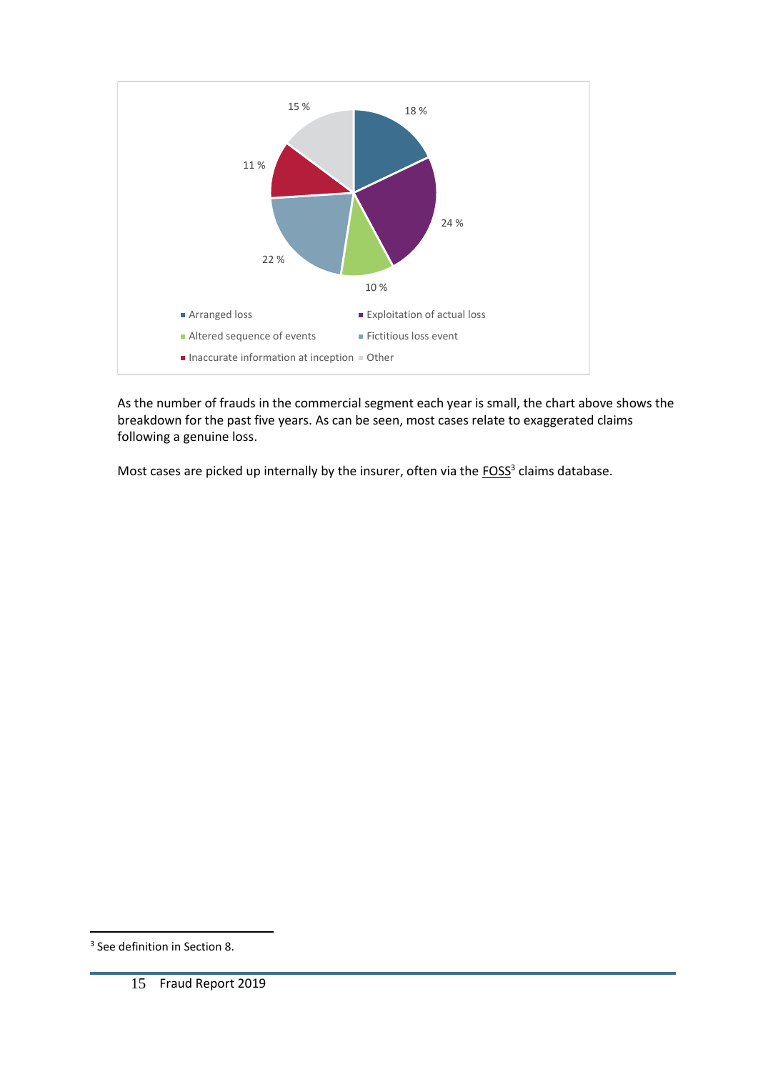| Category | Share |
| --- | --- |
| Arranged loss | 18 % |
| Exploitation of actual loss | 24 % |
| Altered sequence of events | 10 % |
| Fictitious loss event | 22 % |
| Inaccurate information at inception | 11 % |
| Other | 15 % |

As the number of frauds in the commercial segment each year is small, the chart above shows the breakdown for the past five years. As can be seen, most cases relate to exaggerated claims following a genuine loss.

Most cases are picked up internally by the insurer, often via the FOSS[3] claims database.

[3] See definition in Section 8.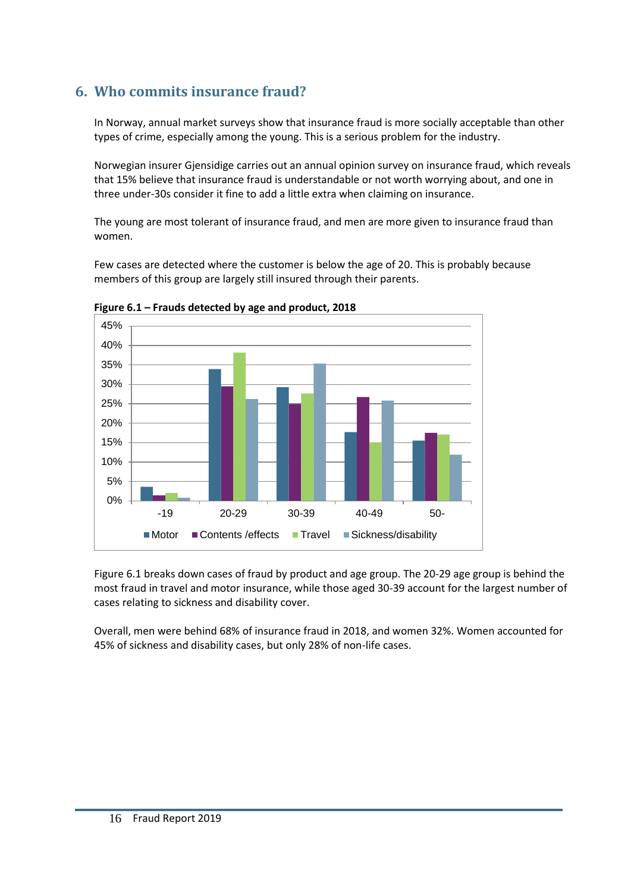## 6. Who commits insurance fraud?

In Norway, annual market surveys show that insurance fraud is more socially acceptable than other types of crime, especially among the young. This is a serious problem for the industry.

Norwegian insurer Gjensidige carries out an annual opinion survey on insurance fraud, which reveals that 15% believe that insurance fraud is understandable or not worth worrying about, and one in three under-30s consider it fine to add a little extra when claiming on insurance.

The young are most tolerant of insurance fraud, and men are more given to insurance fraud than women.

Few cases are detected where the customer is below the age of 20. This is probably because members of this group are largely still insured through their parents.

**Figure 6.1 – Frauds detected by age and product, 2018**

Figure 6.1 breaks down cases of fraud by product and age group. The 20-29 age group is behind the most fraud in travel and motor insurance, while those aged 30-39 account for the largest number of cases relating to sickness and disability cover.

Overall, men were behind 68% of insurance fraud in 2018, and women 32%. Women accounted for 45% of sickness and disability cases, but only 28% of non-life cases.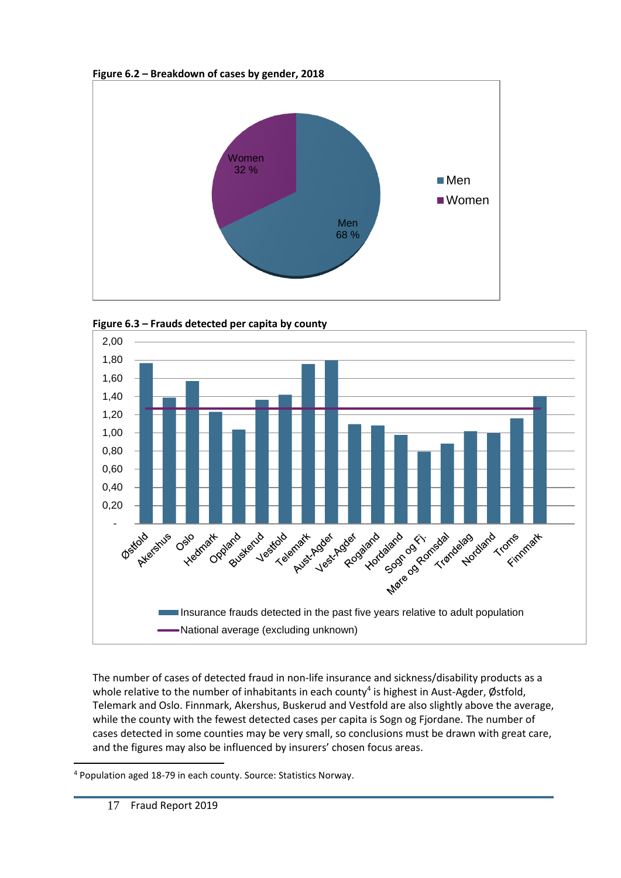**Figure 6.2 – Breakdown of cases by gender, 2018**

**Figure 6.3 – Frauds detected per capita by county**

The number of cases of detected fraud in non-life insurance and sickness/disability products as a whole relative to the number of inhabitants in each county[4] is highest in Aust-Agder, Østfold, Telemark and Oslo. Finnmark, Akershus, Buskerud and Vestfold are also slightly above the average, while the county with the fewest detected cases per capita is Sogn og Fjordane. The number of cases detected in some counties may be very small, so conclusions must be drawn with great care, and the figures may also be influenced by insurers' chosen focus areas.

[4] Population aged 18-79 in each county. Source: Statistics Norway.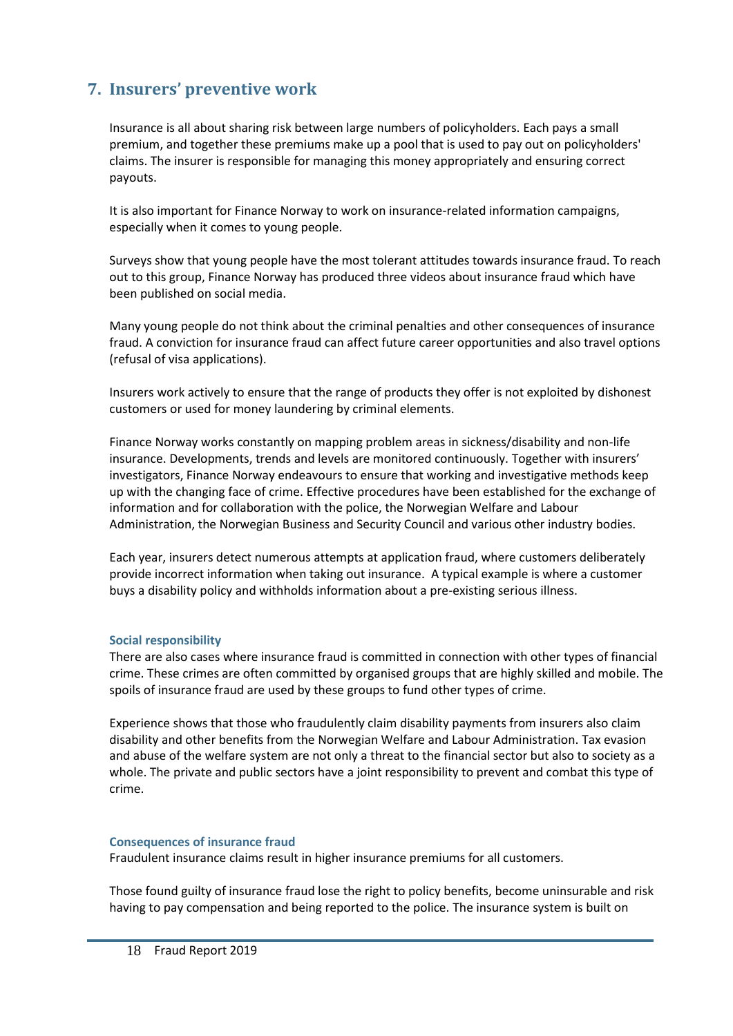## 7. Insurers' preventive work

Insurance is all about sharing risk between large numbers of policyholders. Each pays a small premium, and together these premiums make up a pool that is used to pay out on policyholders' claims. The insurer is responsible for managing this money appropriately and ensuring correct payouts.

It is also important for Finance Norway to work on insurance-related information campaigns, especially when it comes to young people.

Surveys show that young people have the most tolerant attitudes towards insurance fraud. To reach out to this group, Finance Norway has produced three videos about insurance fraud which have been published on social media.

Many young people do not think about the criminal penalties and other consequences of insurance fraud. A conviction for insurance fraud can affect future career opportunities and also travel options (refusal of visa applications).

Insurers work actively to ensure that the range of products they offer is not exploited by dishonest customers or used for money laundering by criminal elements.

Finance Norway works constantly on mapping problem areas in sickness/disability and non-life insurance. Developments, trends and levels are monitored continuously. Together with insurers' investigators, Finance Norway endeavours to ensure that working and investigative methods keep up with the changing face of crime. Effective procedures have been established for the exchange of information and for collaboration with the police, the Norwegian Welfare and Labour Administration, the Norwegian Business and Security Council and various other industry bodies.

Each year, insurers detect numerous attempts at application fraud, where customers deliberately provide incorrect information when taking out insurance. A typical example is where a customer buys a disability policy and withholds information about a pre-existing serious illness.

### Social responsibility

There are also cases where insurance fraud is committed in connection with other types of financial crime. These crimes are often committed by organised groups that are highly skilled and mobile. The spoils of insurance fraud are used by these groups to fund other types of crime.

Experience shows that those who fraudulently claim disability payments from insurers also claim disability and other benefits from the Norwegian Welfare and Labour Administration. Tax evasion and abuse of the welfare system are not only a threat to the financial sector but also to society as a whole. The private and public sectors have a joint responsibility to prevent and combat this type of crime.

### Consequences of insurance fraud

Fraudulent insurance claims result in higher insurance premiums for all customers.

Those found guilty of insurance fraud lose the right to policy benefits, become uninsurable and risk having to pay compensation and being reported to the police. The insurance system is built on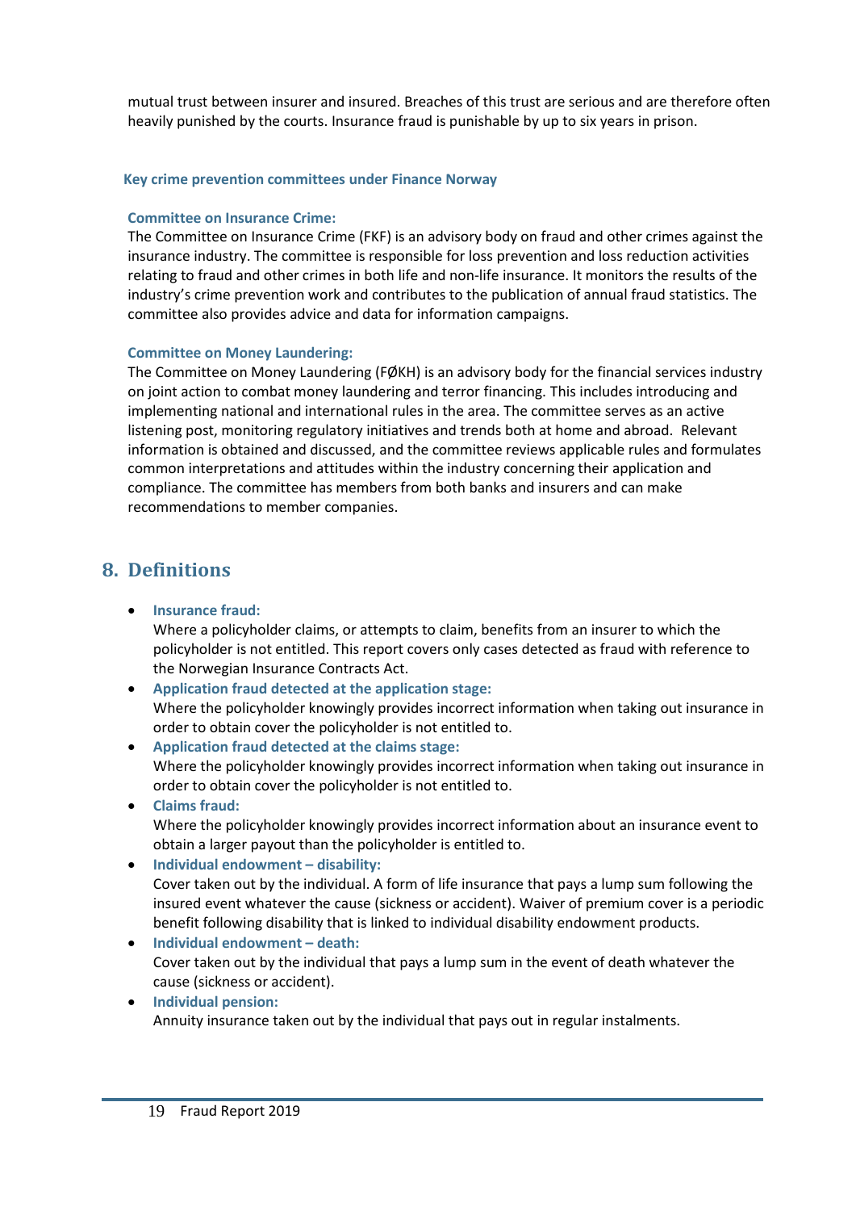mutual trust between insurer and insured. Breaches of this trust are serious and are therefore often heavily punished by the courts. Insurance fraud is punishable by up to six years in prison.

### Key crime prevention committees under Finance Norway

**Committee on Insurance Crime:**
The Committee on Insurance Crime (FKF) is an advisory body on fraud and other crimes against the insurance industry. The committee is responsible for loss prevention and loss reduction activities relating to fraud and other crimes in both life and non-life insurance. It monitors the results of the industry's crime prevention work and contributes to the publication of annual fraud statistics. The committee also provides advice and data for information campaigns.

**Committee on Money Laundering:**
The Committee on Money Laundering (FØKH) is an advisory body for the financial services industry on joint action to combat money laundering and terror financing. This includes introducing and implementing national and international rules in the area. The committee serves as an active listening post, monitoring regulatory initiatives and trends both at home and abroad. Relevant information is obtained and discussed, and the committee reviews applicable rules and formulates common interpretations and attitudes within the industry concerning their application and compliance. The committee has members from both banks and insurers and can make recommendations to member companies.

## 8. Definitions

- **Insurance fraud:**
  Where a policyholder claims, or attempts to claim, benefits from an insurer to which the policyholder is not entitled. This report covers only cases detected as fraud with reference to the Norwegian Insurance Contracts Act.
- **Application fraud detected at the application stage:**
  Where the policyholder knowingly provides incorrect information when taking out insurance in order to obtain cover the policyholder is not entitled to.
- **Application fraud detected at the claims stage:**
  Where the policyholder knowingly provides incorrect information when taking out insurance in order to obtain cover the policyholder is not entitled to.
- **Claims fraud:**
  Where the policyholder knowingly provides incorrect information about an insurance event to obtain a larger payout than the policyholder is entitled to.
- **Individual endowment – disability:**
  Cover taken out by the individual. A form of life insurance that pays a lump sum following the insured event whatever the cause (sickness or accident). Waiver of premium cover is a periodic benefit following disability that is linked to individual disability endowment products.
- **Individual endowment – death:**
  Cover taken out by the individual that pays a lump sum in the event of death whatever the cause (sickness or accident).
- **Individual pension:**
  Annuity insurance taken out by the individual that pays out in regular instalments.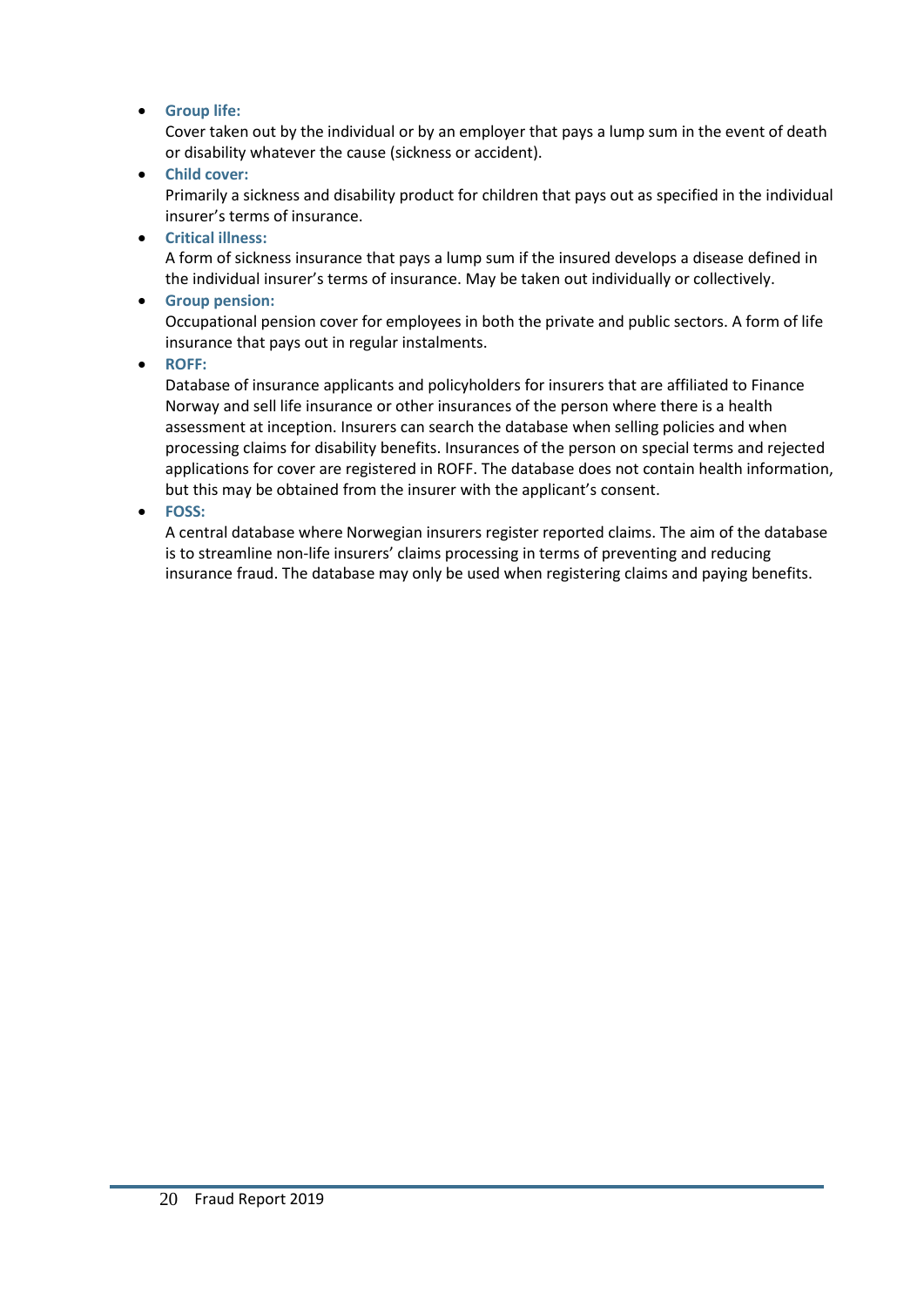- **Group life:**
  Cover taken out by the individual or by an employer that pays a lump sum in the event of death or disability whatever the cause (sickness or accident).
- **Child cover:**
  Primarily a sickness and disability product for children that pays out as specified in the individual insurer's terms of insurance.
- **Critical illness:**
  A form of sickness insurance that pays a lump sum if the insured develops a disease defined in the individual insurer's terms of insurance. May be taken out individually or collectively.
- **Group pension:**
  Occupational pension cover for employees in both the private and public sectors. A form of life insurance that pays out in regular instalments.
- **ROFF:**
  Database of insurance applicants and policyholders for insurers that are affiliated to Finance Norway and sell life insurance or other insurances of the person where there is a health assessment at inception. Insurers can search the database when selling policies and when processing claims for disability benefits. Insurances of the person on special terms and rejected applications for cover are registered in ROFF. The database does not contain health information, but this may be obtained from the insurer with the applicant's consent.
- **FOSS:**
  A central database where Norwegian insurers register reported claims. The aim of the database is to streamline non-life insurers' claims processing in terms of preventing and reducing insurance fraud. The database may only be used when registering claims and paying benefits.